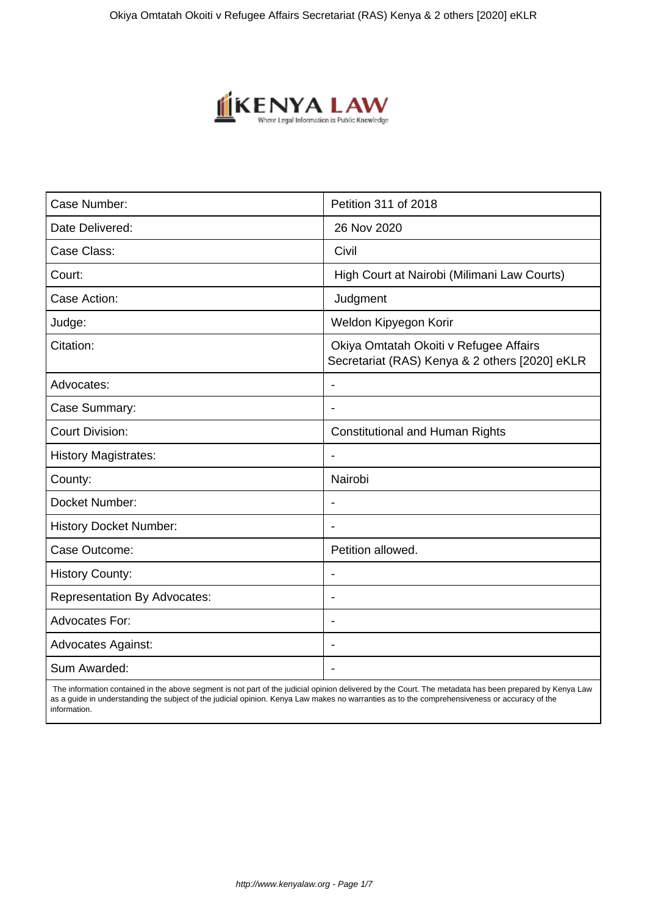| Case Number: | Petition 311 of 2018 |
| --- | --- |
| Date Delivered: | 26 Nov 2020 |
| Case Class: | Civil |
| Court: | High Court at Nairobi (Milimani Law Courts) |
| Case Action: | Judgment |
| Judge: | Weldon Kipyegon Korir |
| Citation: | Okiya Omtatah Okoiti v Refugee Affairs Secretariat (RAS) Kenya & 2 others [2020] eKLR |
| Advocates: | - |
| Case Summary: | - |
| Court Division: | Constitutional and Human Rights |
| History Magistrates: | - |
| County: | Nairobi |
| Docket Number: | - |
| History Docket Number: | - |
| Case Outcome: | Petition allowed. |
| History County: | - |
| Representation By Advocates: | - |
| Advocates For: | - |
| Advocates Against: | - |
| Sum Awarded: | - |

The information contained in the above segment is not part of the judicial opinion delivered by the Court. The metadata has been prepared by Kenya Law as a guide in understanding the subject of the judicial opinion. Kenya Law makes no warranties as to the comprehensiveness or accuracy of the information.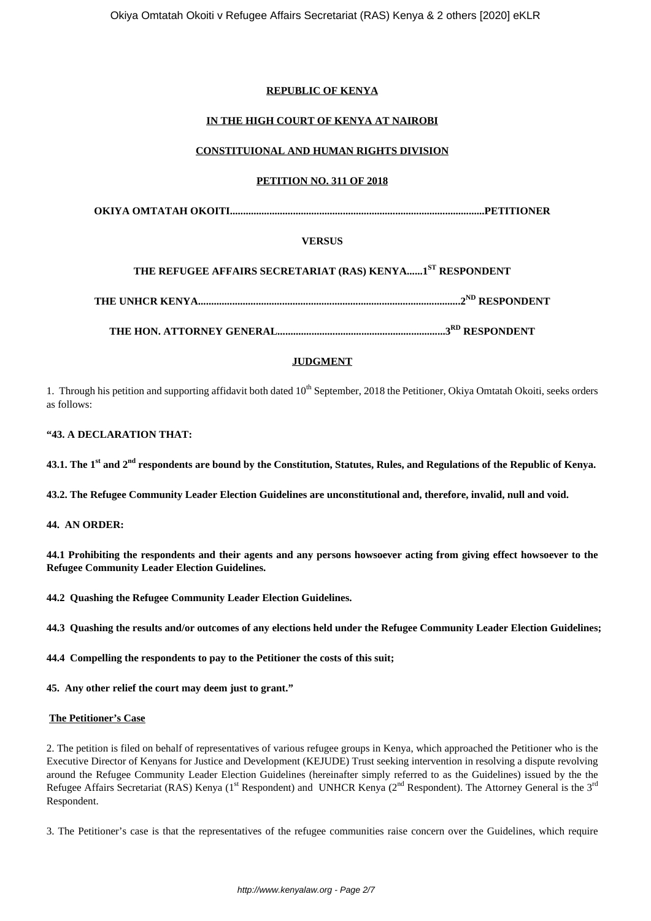**REPUBLIC OF KENYA**

**IN THE HIGH COURT OF KENYA AT NAIROBI**

**CONSTITUIONAL AND HUMAN RIGHTS DIVISION**

**PETITION NO. 311 OF 2018**

**OKIYA OMTATAH OKOITI.................................................................................................PETITIONER**

**VERSUS**

**THE REFUGEE AFFAIRS SECRETARIAT (RAS) KENYA......1ST RESPONDENT**

**THE UNHCR KENYA...................................................................................................2ND RESPONDENT**

**THE HON. ATTORNEY GENERAL...............................................................3RD RESPONDENT**

**JUDGMENT**

1. Through his petition and supporting affidavit both dated 10th September, 2018 the Petitioner, Okiya Omtatah Okoiti, seeks orders as follows:

**"43. A DECLARATION THAT:**

**43.1. The 1st and 2nd respondents are bound by the Constitution, Statutes, Rules, and Regulations of the Republic of Kenya.**

**43.2. The Refugee Community Leader Election Guidelines are unconstitutional and, therefore, invalid, null and void.**

**44. AN ORDER:**

**44.1 Prohibiting the respondents and their agents and any persons howsoever acting from giving effect howsoever to the Refugee Community Leader Election Guidelines.**

**44.2 Quashing the Refugee Community Leader Election Guidelines.**

**44.3 Quashing the results and/or outcomes of any elections held under the Refugee Community Leader Election Guidelines;**

**44.4 Compelling the respondents to pay to the Petitioner the costs of this suit;**

**45. Any other relief the court may deem just to grant."**

**The Petitioner's Case**

2. The petition is filed on behalf of representatives of various refugee groups in Kenya, which approached the Petitioner who is the Executive Director of Kenyans for Justice and Development (KEJUDE) Trust seeking intervention in resolving a dispute revolving around the Refugee Community Leader Election Guidelines (hereinafter simply referred to as the Guidelines) issued by the the Refugee Affairs Secretariat (RAS) Kenya (1st Respondent) and UNHCR Kenya (2nd Respondent). The Attorney General is the 3rd Respondent.

3. The Petitioner's case is that the representatives of the refugee communities raise concern over the Guidelines, which require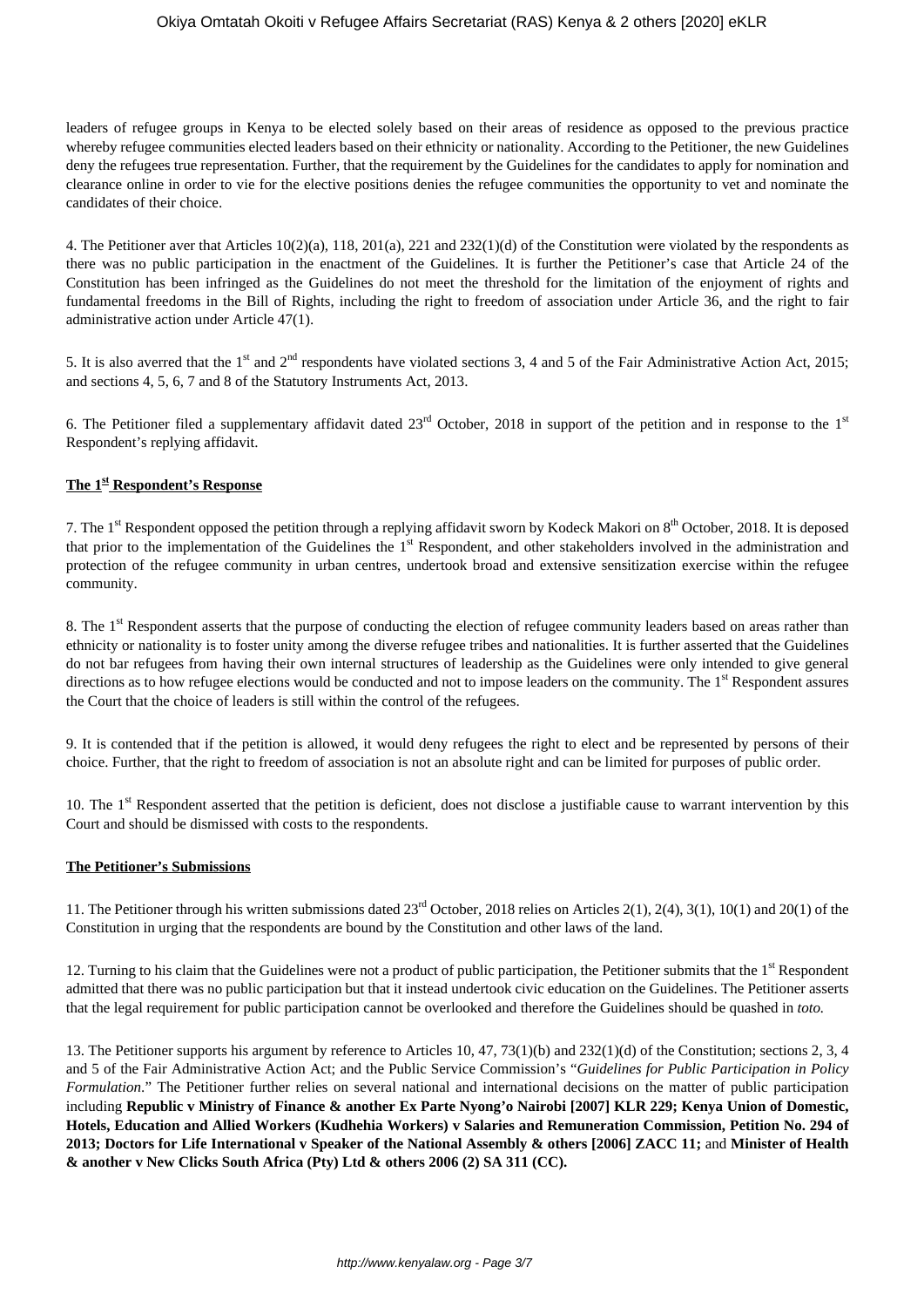leaders of refugee groups in Kenya to be elected solely based on their areas of residence as opposed to the previous practice whereby refugee communities elected leaders based on their ethnicity or nationality. According to the Petitioner, the new Guidelines deny the refugees true representation. Further, that the requirement by the Guidelines for the candidates to apply for nomination and clearance online in order to vie for the elective positions denies the refugee communities the opportunity to vet and nominate the candidates of their choice.

4. The Petitioner aver that Articles 10(2)(a), 118, 201(a), 221 and 232(1)(d) of the Constitution were violated by the respondents as there was no public participation in the enactment of the Guidelines. It is further the Petitioner's case that Article 24 of the Constitution has been infringed as the Guidelines do not meet the threshold for the limitation of the enjoyment of rights and fundamental freedoms in the Bill of Rights, including the right to freedom of association under Article 36, and the right to fair administrative action under Article 47(1).

5. It is also averred that the 1st and 2nd respondents have violated sections 3, 4 and 5 of the Fair Administrative Action Act, 2015; and sections 4, 5, 6, 7 and 8 of the Statutory Instruments Act, 2013.

6. The Petitioner filed a supplementary affidavit dated 23rd October, 2018 in support of the petition and in response to the 1st Respondent's replying affidavit.

**The 1st Respondent's Response**

7. The 1st Respondent opposed the petition through a replying affidavit sworn by Kodeck Makori on 8th October, 2018. It is deposed that prior to the implementation of the Guidelines the 1st Respondent, and other stakeholders involved in the administration and protection of the refugee community in urban centres, undertook broad and extensive sensitization exercise within the refugee community.

8. The 1st Respondent asserts that the purpose of conducting the election of refugee community leaders based on areas rather than ethnicity or nationality is to foster unity among the diverse refugee tribes and nationalities. It is further asserted that the Guidelines do not bar refugees from having their own internal structures of leadership as the Guidelines were only intended to give general directions as to how refugee elections would be conducted and not to impose leaders on the community. The 1st Respondent assures the Court that the choice of leaders is still within the control of the refugees.

9. It is contended that if the petition is allowed, it would deny refugees the right to elect and be represented by persons of their choice. Further, that the right to freedom of association is not an absolute right and can be limited for purposes of public order.

10. The 1st Respondent asserted that the petition is deficient, does not disclose a justifiable cause to warrant intervention by this Court and should be dismissed with costs to the respondents.

**The Petitioner's Submissions**

11. The Petitioner through his written submissions dated 23rd October, 2018 relies on Articles 2(1), 2(4), 3(1), 10(1) and 20(1) of the Constitution in urging that the respondents are bound by the Constitution and other laws of the land.

12. Turning to his claim that the Guidelines were not a product of public participation, the Petitioner submits that the 1st Respondent admitted that there was no public participation but that it instead undertook civic education on the Guidelines. The Petitioner asserts that the legal requirement for public participation cannot be overlooked and therefore the Guidelines should be quashed in *toto.*

13. The Petitioner supports his argument by reference to Articles 10, 47, 73(1)(b) and 232(1)(d) of the Constitution; sections 2, 3, 4 and 5 of the Fair Administrative Action Act; and the Public Service Commission's "*Guidelines for Public Participation in Policy Formulation*." The Petitioner further relies on several national and international decisions on the matter of public participation including **Republic v Ministry of Finance & another Ex Parte Nyong'o Nairobi [2007] KLR 229; Kenya Union of Domestic, Hotels, Education and Allied Workers (Kudhehia Workers) v Salaries and Remuneration Commission, Petition No. 294 of 2013; Doctors for Life International v Speaker of the National Assembly & others [2006] ZACC 11;** and **Minister of Health & another v New Clicks South Africa (Pty) Ltd & others 2006 (2) SA 311 (CC).**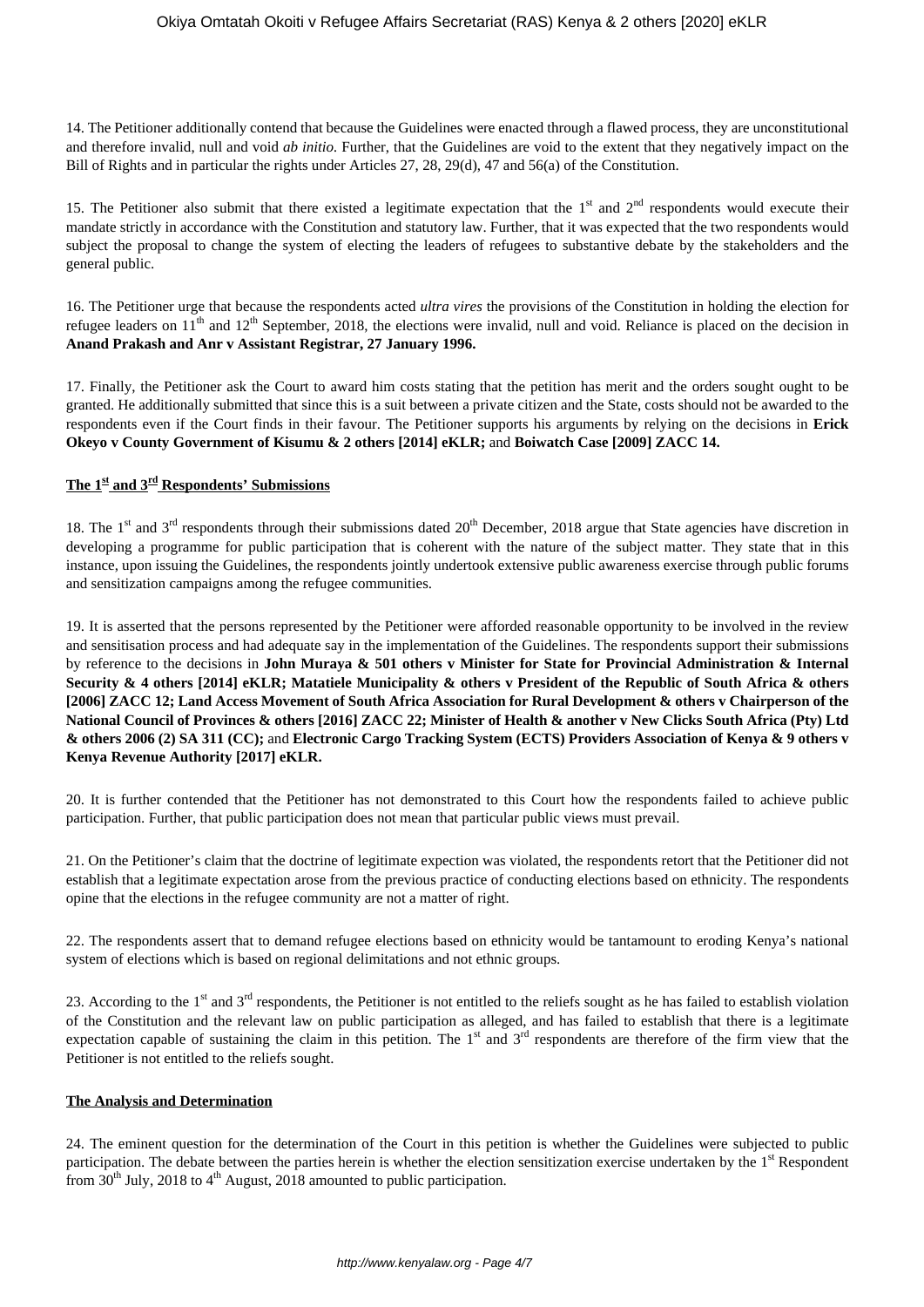14. The Petitioner additionally contend that because the Guidelines were enacted through a flawed process, they are unconstitutional and therefore invalid, null and void *ab initio.* Further, that the Guidelines are void to the extent that they negatively impact on the Bill of Rights and in particular the rights under Articles 27, 28, 29(d), 47 and 56(a) of the Constitution.

15. The Petitioner also submit that there existed a legitimate expectation that the 1st and 2nd respondents would execute their mandate strictly in accordance with the Constitution and statutory law. Further, that it was expected that the two respondents would subject the proposal to change the system of electing the leaders of refugees to substantive debate by the stakeholders and the general public.

16. The Petitioner urge that because the respondents acted *ultra vires* the provisions of the Constitution in holding the election for refugee leaders on 11th and 12th September, 2018, the elections were invalid, null and void. Reliance is placed on the decision in **Anand Prakash and Anr v Assistant Registrar, 27 January 1996.**

17. Finally, the Petitioner ask the Court to award him costs stating that the petition has merit and the orders sought ought to be granted. He additionally submitted that since this is a suit between a private citizen and the State, costs should not be awarded to the respondents even if the Court finds in their favour. The Petitioner supports his arguments by relying on the decisions in **Erick Okeyo v County Government of Kisumu & 2 others [2014] eKLR;** and **Boiwatch Case [2009] ZACC 14.**

## The 1st and 3rd Respondents' Submissions

18. The 1st and 3rd respondents through their submissions dated 20th December, 2018 argue that State agencies have discretion in developing a programme for public participation that is coherent with the nature of the subject matter. They state that in this instance, upon issuing the Guidelines, the respondents jointly undertook extensive public awareness exercise through public forums and sensitization campaigns among the refugee communities.

19. It is asserted that the persons represented by the Petitioner were afforded reasonable opportunity to be involved in the review and sensitisation process and had adequate say in the implementation of the Guidelines. The respondents support their submissions by reference to the decisions in **John Muraya & 501 others v Minister for State for Provincial Administration & Internal Security & 4 others [2014] eKLR; Matatiele Municipality & others v President of the Republic of South Africa & others [2006] ZACC 12; Land Access Movement of South Africa Association for Rural Development & others v Chairperson of the National Council of Provinces & others [2016] ZACC 22; Minister of Health & another v New Clicks South Africa (Pty) Ltd & others 2006 (2) SA 311 (CC);** and **Electronic Cargo Tracking System (ECTS) Providers Association of Kenya & 9 others v Kenya Revenue Authority [2017] eKLR.**

20. It is further contended that the Petitioner has not demonstrated to this Court how the respondents failed to achieve public participation. Further, that public participation does not mean that particular public views must prevail.

21. On the Petitioner's claim that the doctrine of legitimate expection was violated, the respondents retort that the Petitioner did not establish that a legitimate expectation arose from the previous practice of conducting elections based on ethnicity. The respondents opine that the elections in the refugee community are not a matter of right.

22. The respondents assert that to demand refugee elections based on ethnicity would be tantamount to eroding Kenya's national system of elections which is based on regional delimitations and not ethnic groups.

23. According to the 1st and 3rd respondents, the Petitioner is not entitled to the reliefs sought as he has failed to establish violation of the Constitution and the relevant law on public participation as alleged, and has failed to establish that there is a legitimate expectation capable of sustaining the claim in this petition. The 1st and 3rd respondents are therefore of the firm view that the Petitioner is not entitled to the reliefs sought.

## The Analysis and Determination

24. The eminent question for the determination of the Court in this petition is whether the Guidelines were subjected to public participation. The debate between the parties herein is whether the election sensitization exercise undertaken by the 1st Respondent from 30th July, 2018 to 4th August, 2018 amounted to public participation.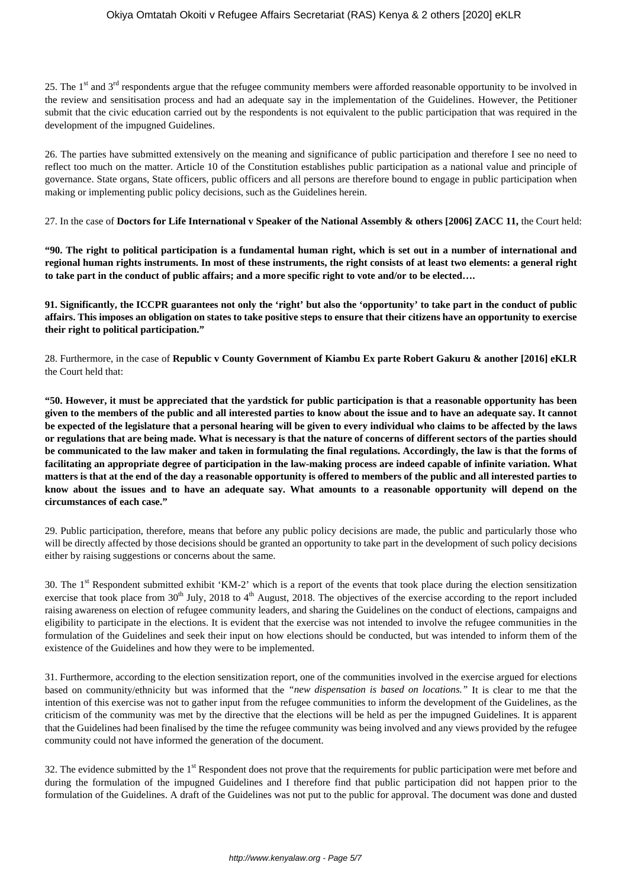25. The 1st and 3rd respondents argue that the refugee community members were afforded reasonable opportunity to be involved in the review and sensitisation process and had an adequate say in the implementation of the Guidelines. However, the Petitioner submit that the civic education carried out by the respondents is not equivalent to the public participation that was required in the development of the impugned Guidelines.

26. The parties have submitted extensively on the meaning and significance of public participation and therefore I see no need to reflect too much on the matter. Article 10 of the Constitution establishes public participation as a national value and principle of governance. State organs, State officers, public officers and all persons are therefore bound to engage in public participation when making or implementing public policy decisions, such as the Guidelines herein.

27. In the case of **Doctors for Life International v Speaker of the National Assembly & others [2006] ZACC 11,** the Court held:

**"90. The right to political participation is a fundamental human right, which is set out in a number of international and regional human rights instruments. In most of these instruments, the right consists of at least two elements: a general right to take part in the conduct of public affairs; and a more specific right to vote and/or to be elected….**

**91. Significantly, the ICCPR guarantees not only the 'right' but also the 'opportunity' to take part in the conduct of public affairs. This imposes an obligation on states to take positive steps to ensure that their citizens have an opportunity to exercise their right to political participation."**

28. Furthermore, in the case of **Republic v County Government of Kiambu Ex parte Robert Gakuru & another [2016] eKLR** the Court held that:

**"50. However, it must be appreciated that the yardstick for public participation is that a reasonable opportunity has been given to the members of the public and all interested parties to know about the issue and to have an adequate say. It cannot be expected of the legislature that a personal hearing will be given to every individual who claims to be affected by the laws or regulations that are being made. What is necessary is that the nature of concerns of different sectors of the parties should be communicated to the law maker and taken in formulating the final regulations. Accordingly, the law is that the forms of facilitating an appropriate degree of participation in the law-making process are indeed capable of infinite variation. What matters is that at the end of the day a reasonable opportunity is offered to members of the public and all interested parties to know about the issues and to have an adequate say. What amounts to a reasonable opportunity will depend on the circumstances of each case."**

29. Public participation, therefore, means that before any public policy decisions are made, the public and particularly those who will be directly affected by those decisions should be granted an opportunity to take part in the development of such policy decisions either by raising suggestions or concerns about the same.

30. The 1st Respondent submitted exhibit 'KM-2' which is a report of the events that took place during the election sensitization exercise that took place from 30th July, 2018 to 4th August, 2018. The objectives of the exercise according to the report included raising awareness on election of refugee community leaders, and sharing the Guidelines on the conduct of elections, campaigns and eligibility to participate in the elections. It is evident that the exercise was not intended to involve the refugee communities in the formulation of the Guidelines and seek their input on how elections should be conducted, but was intended to inform them of the existence of the Guidelines and how they were to be implemented.

31. Furthermore, according to the election sensitization report, one of the communities involved in the exercise argued for elections based on community/ethnicity but was informed that the *"new dispensation is based on locations."* It is clear to me that the intention of this exercise was not to gather input from the refugee communities to inform the development of the Guidelines, as the criticism of the community was met by the directive that the elections will be held as per the impugned Guidelines. It is apparent that the Guidelines had been finalised by the time the refugee community was being involved and any views provided by the refugee community could not have informed the generation of the document.

32. The evidence submitted by the 1st Respondent does not prove that the requirements for public participation were met before and during the formulation of the impugned Guidelines and I therefore find that public participation did not happen prior to the formulation of the Guidelines. A draft of the Guidelines was not put to the public for approval. The document was done and dusted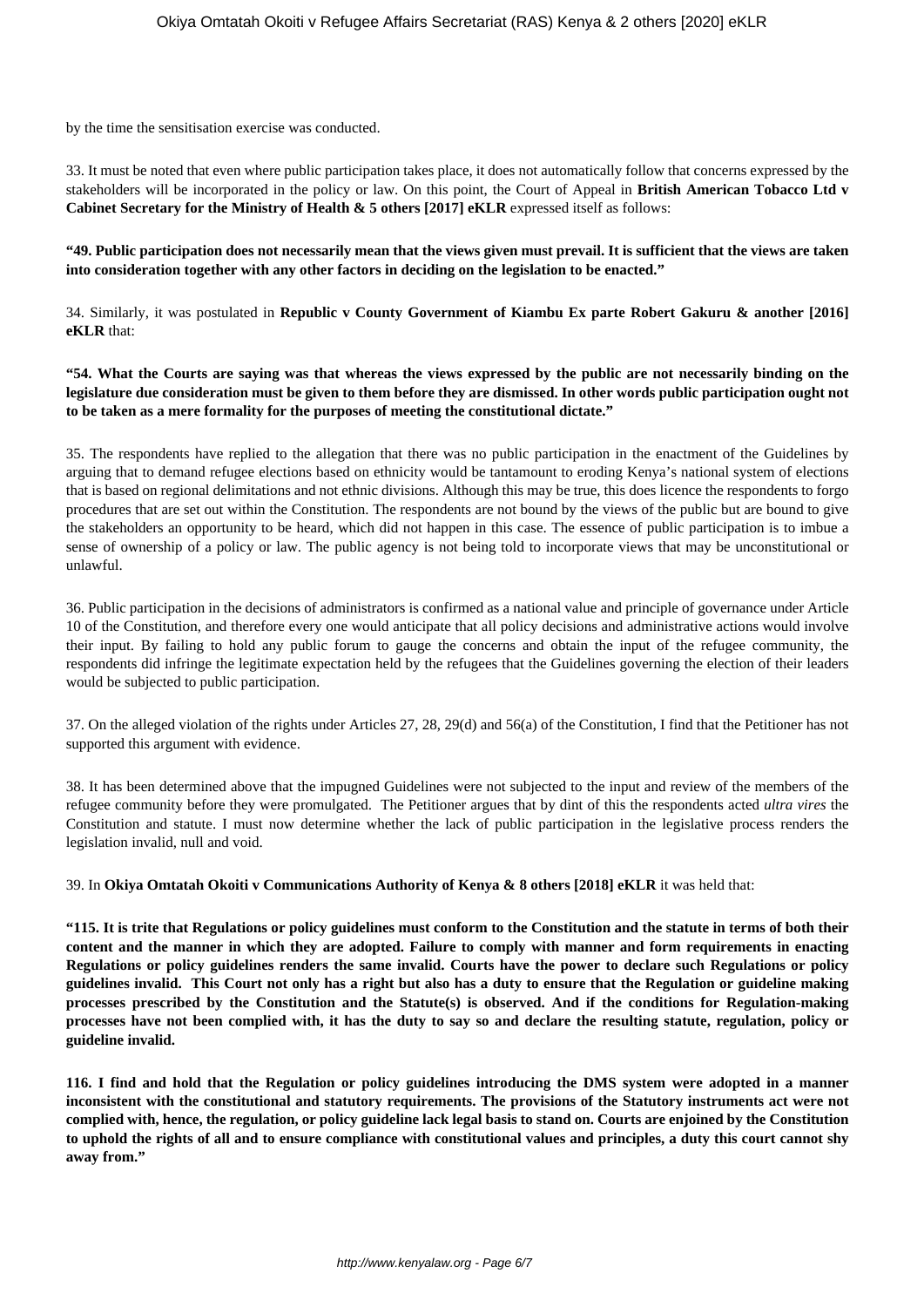by the time the sensitisation exercise was conducted.

33. It must be noted that even where public participation takes place, it does not automatically follow that concerns expressed by the stakeholders will be incorporated in the policy or law. On this point, the Court of Appeal in **British American Tobacco Ltd v Cabinet Secretary for the Ministry of Health & 5 others [2017] eKLR** expressed itself as follows:

**"49. Public participation does not necessarily mean that the views given must prevail. It is sufficient that the views are taken into consideration together with any other factors in deciding on the legislation to be enacted."**

34. Similarly, it was postulated in **Republic v County Government of Kiambu Ex parte Robert Gakuru & another [2016] eKLR** that:

**"54. What the Courts are saying was that whereas the views expressed by the public are not necessarily binding on the legislature due consideration must be given to them before they are dismissed. In other words public participation ought not to be taken as a mere formality for the purposes of meeting the constitutional dictate."**

35. The respondents have replied to the allegation that there was no public participation in the enactment of the Guidelines by arguing that to demand refugee elections based on ethnicity would be tantamount to eroding Kenya's national system of elections that is based on regional delimitations and not ethnic divisions. Although this may be true, this does licence the respondents to forgo procedures that are set out within the Constitution. The respondents are not bound by the views of the public but are bound to give the stakeholders an opportunity to be heard, which did not happen in this case. The essence of public participation is to imbue a sense of ownership of a policy or law. The public agency is not being told to incorporate views that may be unconstitutional or unlawful.

36. Public participation in the decisions of administrators is confirmed as a national value and principle of governance under Article 10 of the Constitution, and therefore every one would anticipate that all policy decisions and administrative actions would involve their input. By failing to hold any public forum to gauge the concerns and obtain the input of the refugee community, the respondents did infringe the legitimate expectation held by the refugees that the Guidelines governing the election of their leaders would be subjected to public participation.

37. On the alleged violation of the rights under Articles 27, 28, 29(d) and 56(a) of the Constitution, I find that the Petitioner has not supported this argument with evidence.

38. It has been determined above that the impugned Guidelines were not subjected to the input and review of the members of the refugee community before they were promulgated. The Petitioner argues that by dint of this the respondents acted *ultra vires* the Constitution and statute. I must now determine whether the lack of public participation in the legislative process renders the legislation invalid, null and void.

39. In **Okiya Omtatah Okoiti v Communications Authority of Kenya & 8 others [2018] eKLR** it was held that:

**"115. It is trite that Regulations or policy guidelines must conform to the Constitution and the statute in terms of both their content and the manner in which they are adopted. Failure to comply with manner and form requirements in enacting Regulations or policy guidelines renders the same invalid. Courts have the power to declare such Regulations or policy guidelines invalid. This Court not only has a right but also has a duty to ensure that the Regulation or guideline making processes prescribed by the Constitution and the Statute(s) is observed. And if the conditions for Regulation-making processes have not been complied with, it has the duty to say so and declare the resulting statute, regulation, policy or guideline invalid.**

**116. I find and hold that the Regulation or policy guidelines introducing the DMS system were adopted in a manner inconsistent with the constitutional and statutory requirements. The provisions of the Statutory instruments act were not complied with, hence, the regulation, or policy guideline lack legal basis to stand on. Courts are enjoined by the Constitution to uphold the rights of all and to ensure compliance with constitutional values and principles, a duty this court cannot shy away from."**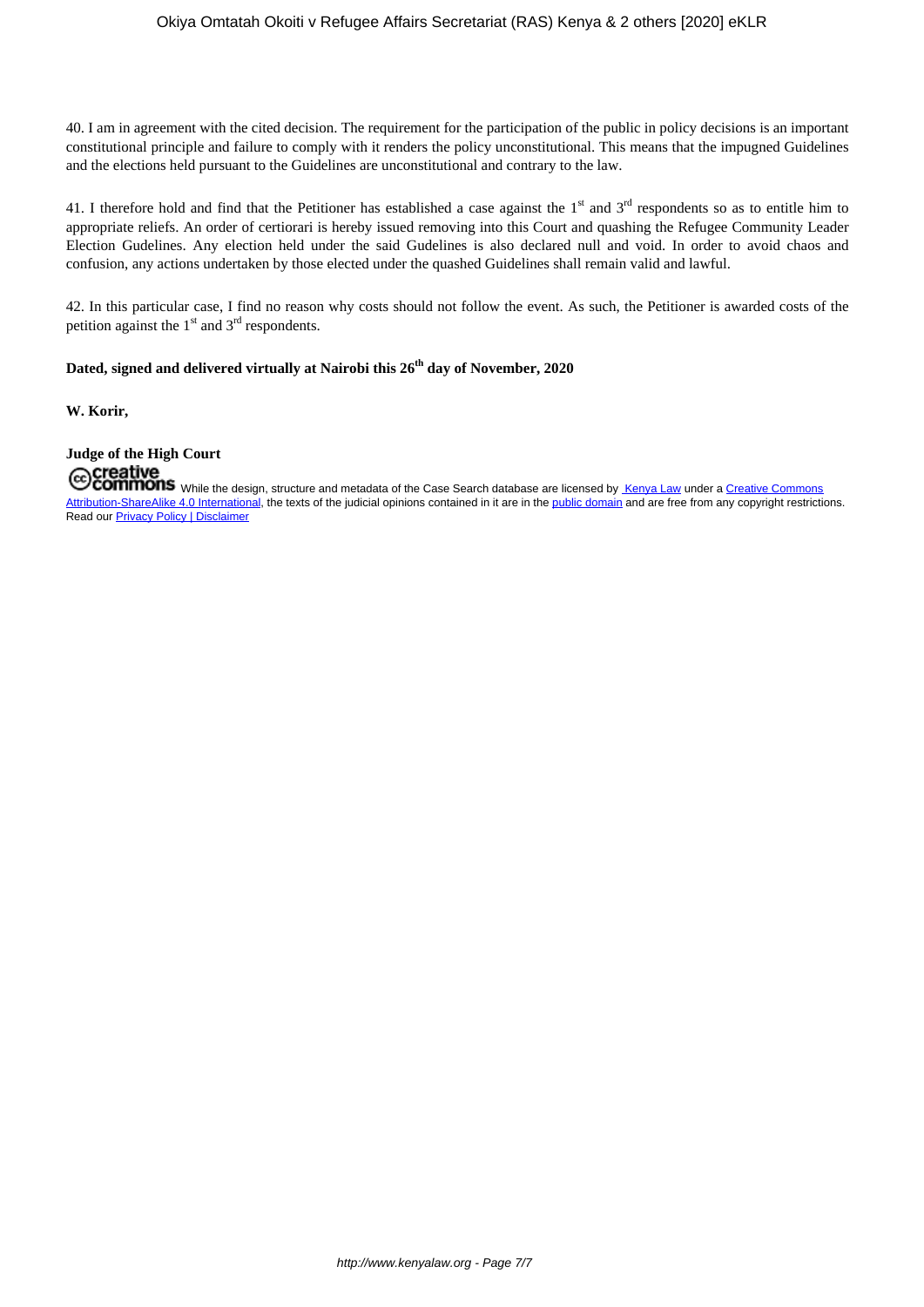40. I am in agreement with the cited decision. The requirement for the participation of the public in policy decisions is an important constitutional principle and failure to comply with it renders the policy unconstitutional. This means that the impugned Guidelines and the elections held pursuant to the Guidelines are unconstitutional and contrary to the law.

41. I therefore hold and find that the Petitioner has established a case against the 1st and 3rd respondents so as to entitle him to appropriate reliefs. An order of certiorari is hereby issued removing into this Court and quashing the Refugee Community Leader Election Gudelines. Any election held under the said Gudelines is also declared null and void. In order to avoid chaos and confusion, any actions undertaken by those elected under the quashed Guidelines shall remain valid and lawful.

42. In this particular case, I find no reason why costs should not follow the event. As such, the Petitioner is awarded costs of the petition against the 1st and 3rd respondents.

**Dated, signed and delivered virtually at Nairobi this 26th day of November, 2020**

**W. Korir,**

**Judge of the High Court**

While the design, structure and metadata of the Case Search database are licensed by Kenya Law under a Creative Commons Attribution-ShareAlike 4.0 International, the texts of the judicial opinions contained in it are in the public domain and are free from any copyright restrictions. Read our Privacy Policy | Disclaimer